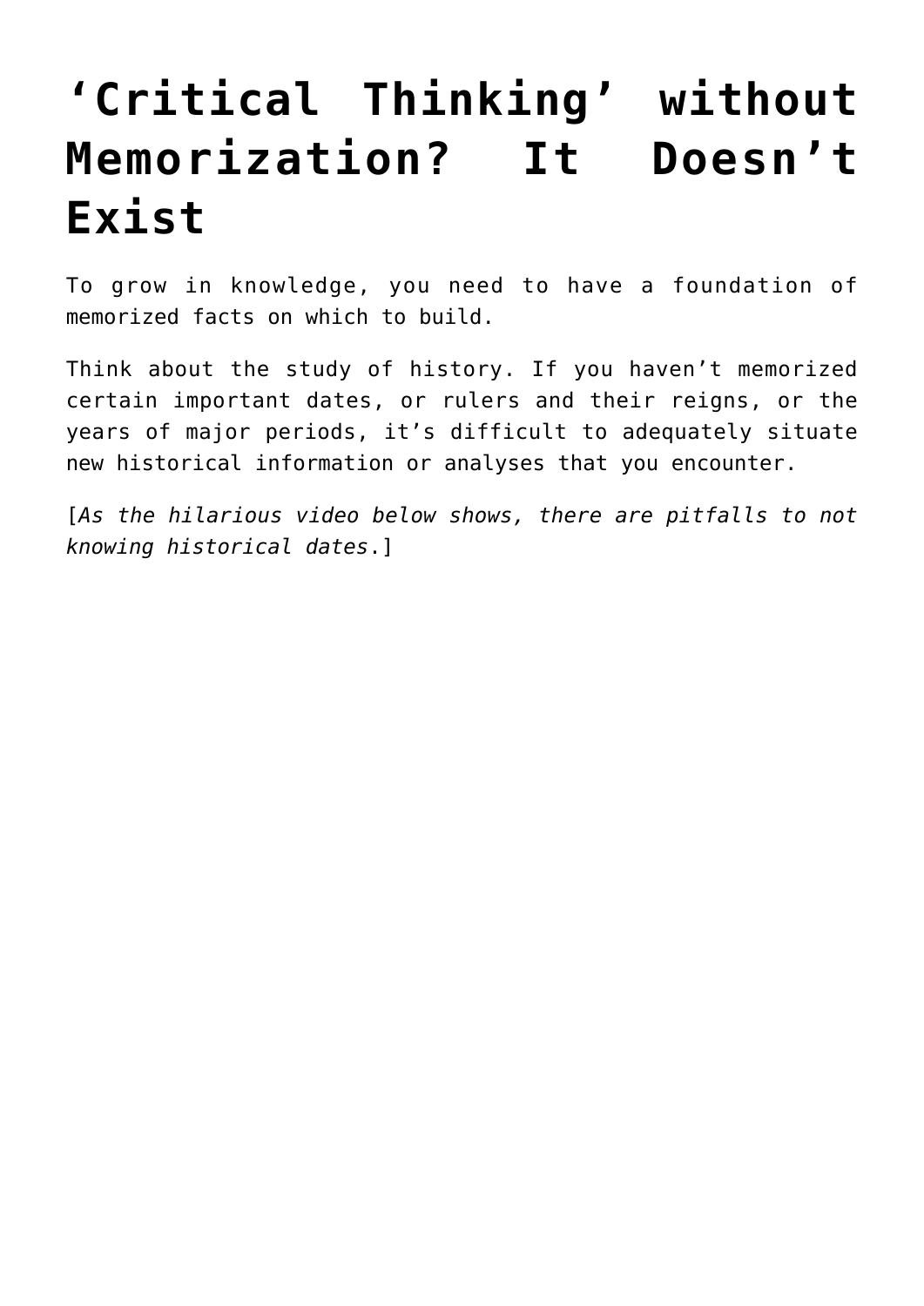# ‘Critical Thinking’ without Memorization? It Doesn’t Exist

To grow in knowledge, you need to have a foundation of memorized facts on which to build.

Think about the study of history. If you haven’t memorized certain important dates, or rulers and their reigns, or the years of major periods, it’s difficult to adequately situate new historical information or analyses that you encounter.

[*As the hilarious video below shows, there are pitfalls to not knowing historical dates*.]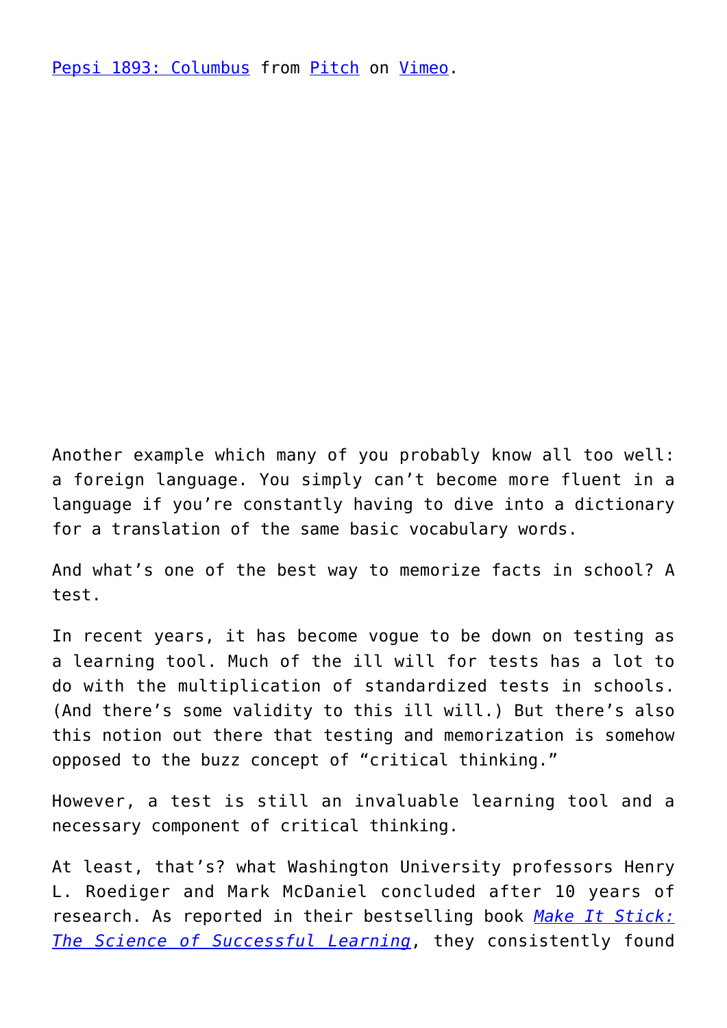Pepsi 1893: Columbus from Pitch on Vimeo.

Another example which many of you probably know all too well: a foreign language. You simply can't become more fluent in a language if you're constantly having to dive into a dictionary for a translation of the same basic vocabulary words.

And what's one of the best way to memorize facts in school? A test.

In recent years, it has become vogue to be down on testing as a learning tool. Much of the ill will for tests has a lot to do with the multiplication of standardized tests in schools. (And there's some validity to this ill will.) But there's also this notion out there that testing and memorization is somehow opposed to the buzz concept of "critical thinking."

However, a test is still an invaluable learning tool and a necessary component of critical thinking.

At least, that's? what Washington University professors Henry L. Roediger and Mark McDaniel concluded after 10 years of research. As reported in their bestselling book *Make It Stick: The Science of Successful Learning*, they consistently found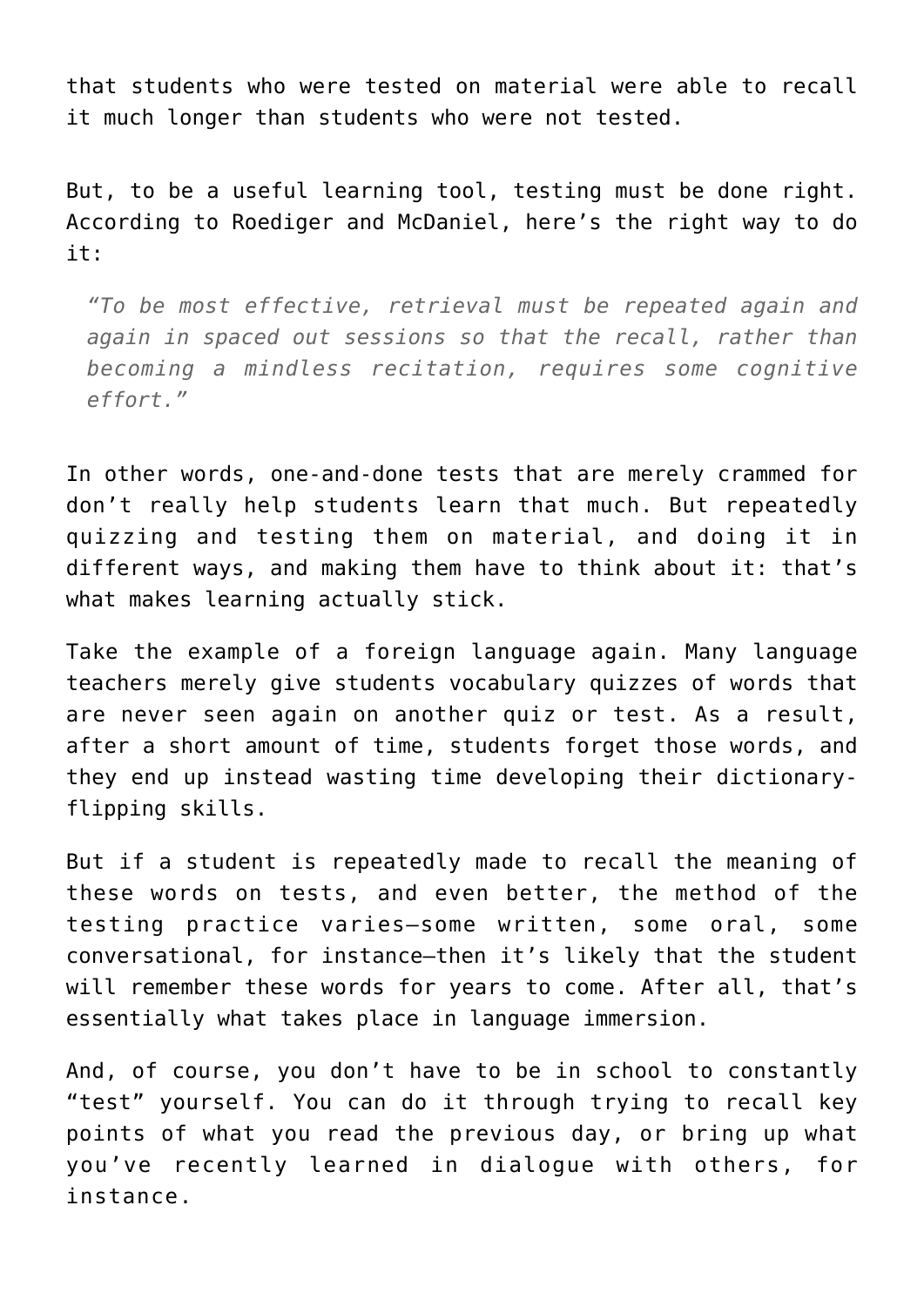that students who were tested on material were able to recall it much longer than students who were not tested.

But, to be a useful learning tool, testing must be done right. According to Roediger and McDaniel, here's the right way to do it:

> *"To be most effective, retrieval must be repeated again and again in spaced out sessions so that the recall, rather than becoming a mindless recitation, requires some cognitive effort."*

In other words, one-and-done tests that are merely crammed for don't really help students learn that much. But repeatedly quizzing and testing them on material, and doing it in different ways, and making them have to think about it: that's what makes learning actually stick.

Take the example of a foreign language again. Many language teachers merely give students vocabulary quizzes of words that are never seen again on another quiz or test. As a result, after a short amount of time, students forget those words, and they end up instead wasting time developing their dictionary-flipping skills.

But if a student is repeatedly made to recall the meaning of these words on tests, and even better, the method of the testing practice varies—some written, some oral, some conversational, for instance—then it's likely that the student will remember these words for years to come. After all, that's essentially what takes place in language immersion.

And, of course, you don't have to be in school to constantly "test" yourself. You can do it through trying to recall key points of what you read the previous day, or bring up what you've recently learned in dialogue with others, for instance.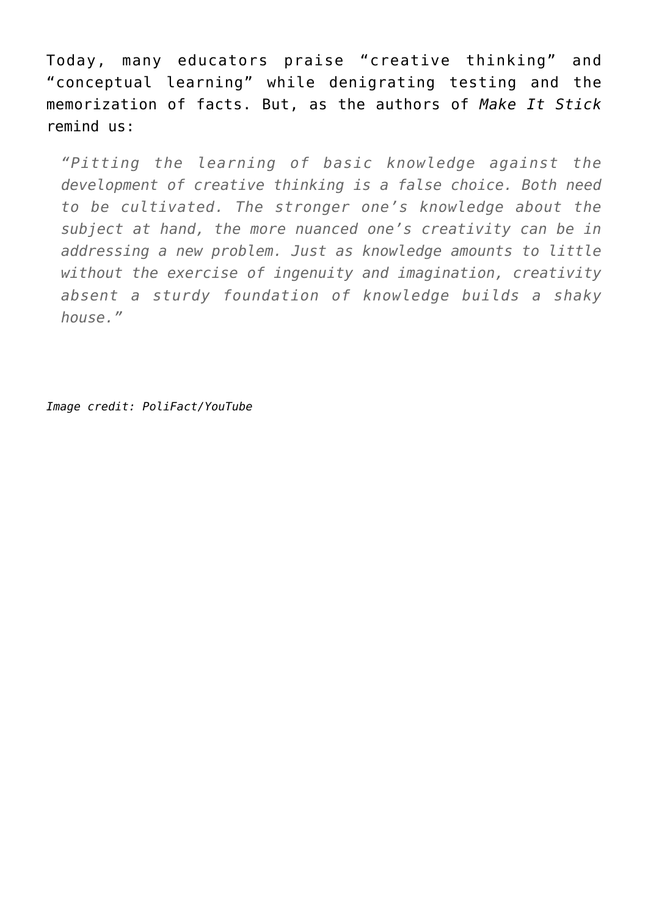Today, many educators praise "creative thinking" and "conceptual learning" while denigrating testing and the memorization of facts. But, as the authors of *Make It Stick* remind us:

> *"Pitting the learning of basic knowledge against the development of creative thinking is a false choice. Both need to be cultivated. The stronger one's knowledge about the subject at hand, the more nuanced one's creativity can be in addressing a new problem. Just as knowledge amounts to little without the exercise of ingenuity and imagination, creativity absent a sturdy foundation of knowledge builds a shaky house."*

*Image credit: PoliFact/YouTube*